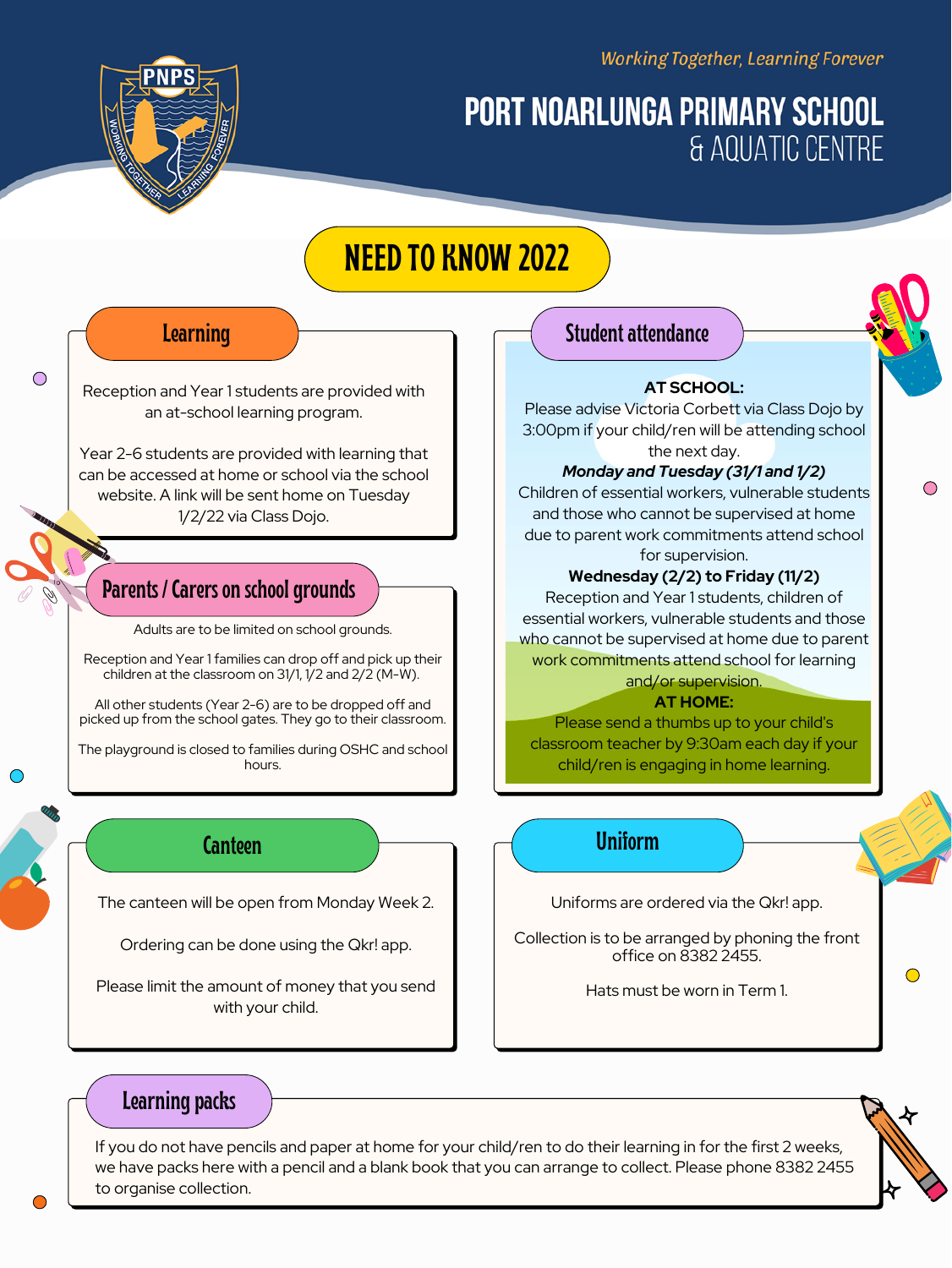*Working Together, Learning Forever*

# PORT NOARLUNGA PRIMARY SCHOOL & AQUATIC CENTRE

## NEED TO KNOW 2022

### Learning

Reception and Year 1 students are provided with an at-school learning program.

Year 2-6 students are provided with learning that can be accessed at home or school via the school website. A link will be sent home on Tuesday 1/2/22 via Class Dojo.

### Parents / Carers on school grounds

Adults are to be limited on school grounds.

Reception and Year 1 families can drop off and pick up their children at the classroom on 31/1, 1/2 and 2/2 (M-W).

All other students (Year 2-6) are to be dropped off and picked up from the school gates. They go to their classroom.

The playground is closed to families during OSHC and school hours.

### Student attendance

**AT SCHOOL:**

Please advise Victoria Corbett via Class Dojo by 3:00pm if your child/ren will be attending school the next day.

***Monday and Tuesday (31/1 and 1/2)***

Children of essential workers, vulnerable students and those who cannot be supervised at home due to parent work commitments attend school for supervision.

**Wednesday (2/2) to Friday (11/2)**

Reception and Year 1 students, children of essential workers, vulnerable students and those who cannot be supervised at home due to parent work commitments attend school for learning and/or supervision.

**AT HOME:**

Please send a thumbs up to your child's classroom teacher by 9:30am each day if your child/ren is engaging in home learning.

### Canteen

The canteen will be open from Monday Week 2.

Ordering can be done using the Qkr! app.

Please limit the amount of money that you send with your child.

### Uniform

Uniforms are ordered via the Qkr! app.

Collection is to be arranged by phoning the front office on 8382 2455.

Hats must be worn in Term 1.

### Learning packs

If you do not have pencils and paper at home for your child/ren to do their learning in for the first 2 weeks, we have packs here with a pencil and a blank book that you can arrange to collect. Please phone 8382 2455 to organise collection.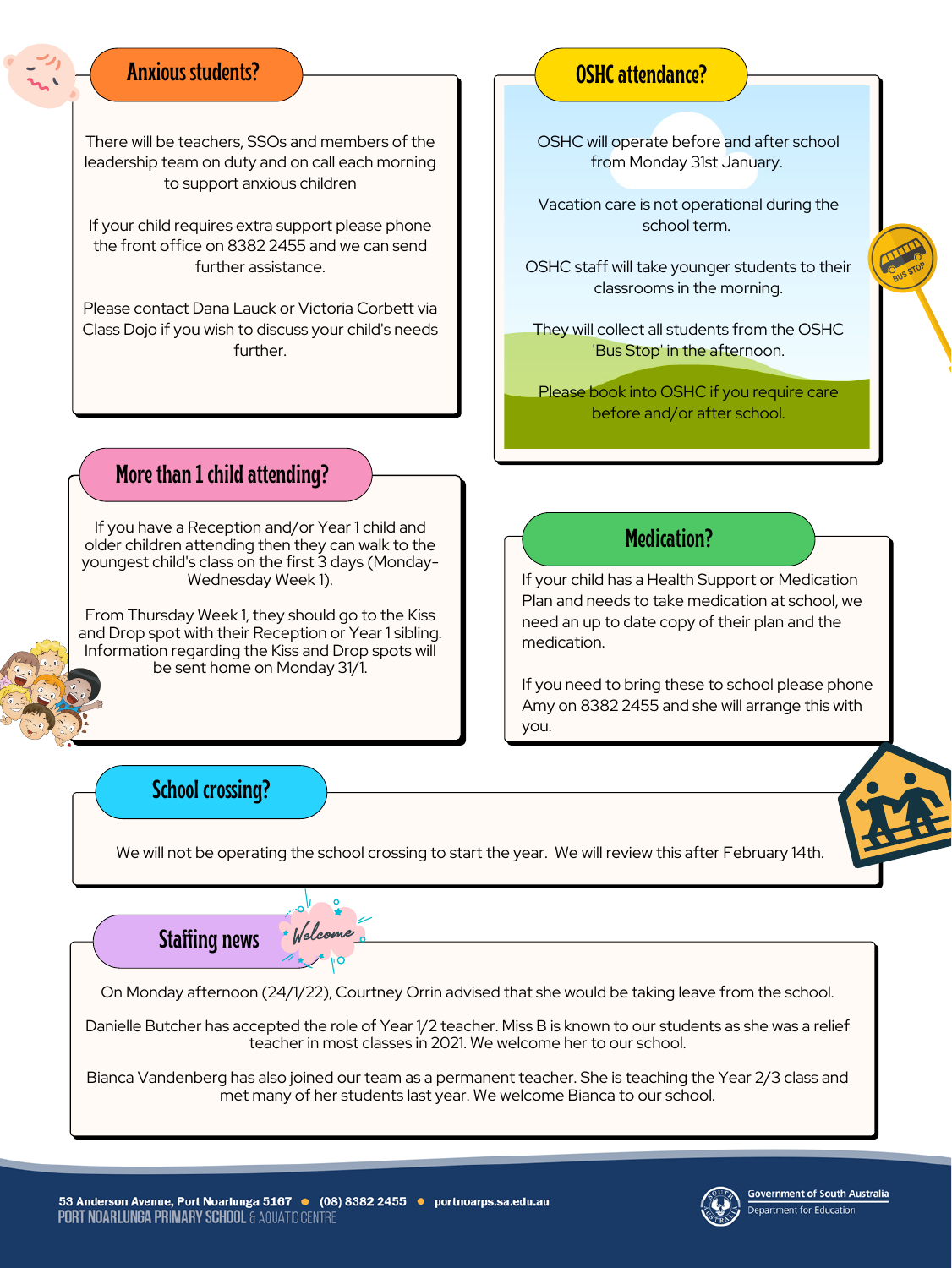## Anxious students?

There will be teachers, SSOs and members of the leadership team on duty and on call each morning to support anxious children

If your child requires extra support please phone the front office on 8382 2455 and we can send further assistance.

Please contact Dana Lauck or Victoria Corbett via Class Dojo if you wish to discuss your child's needs further.

## OSHC attendance?

OSHC will operate before and after school from Monday 31st January.

Vacation care is not operational during the school term.

OSHC staff will take younger students to their classrooms in the morning.

They will collect all students from the OSHC 'Bus Stop' in the afternoon.

Please book into OSHC if you require care before and/or after school.

## More than 1 child attending?

If you have a Reception and/or Year 1 child and older children attending then they can walk to the youngest child's class on the first 3 days (Monday-Wednesday Week 1).

From Thursday Week 1, they should go to the Kiss and Drop spot with their Reception or Year 1 sibling. Information regarding the Kiss and Drop spots will be sent home on Monday 31/1.

## Medication?

If your child has a Health Support or Medication Plan and needs to take medication at school, we need an up to date copy of their plan and the medication.

If you need to bring these to school please phone Amy on 8382 2455 and she will arrange this with you.

## School crossing?

We will not be operating the school crossing to start the year. We will review this after February 14th.

## Staffing news

On Monday afternoon (24/1/22), Courtney Orrin advised that she would be taking leave from the school.

Danielle Butcher has accepted the role of Year 1/2 teacher. Miss B is known to our students as she was a relief teacher in most classes in 2021. We welcome her to our school.

Bianca Vandenberg has also joined our team as a permanent teacher. She is teaching the Year 2/3 class and met many of her students last year. We welcome Bianca to our school.

53 Anderson Avenue, Port Noarlunga 5167 • (08) 8382 2455 • portnoarps.sa.edu.au
PORT NOARLUNGA PRIMARY SCHOOL & AQUATIC CENTRE

Government of South Australia
Department for Education